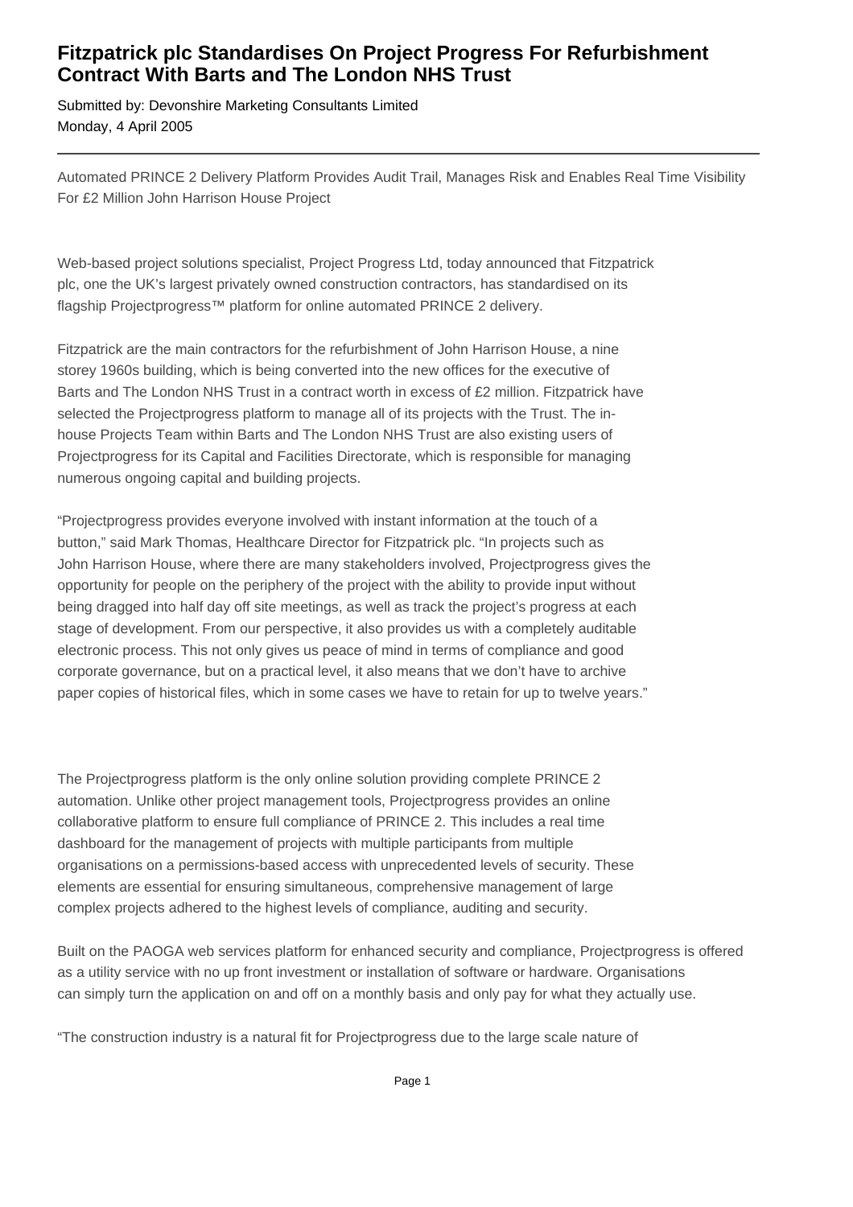# Fitzpatrick plc Standardises On Project Progress For Refurbishment Contract With Barts and The London NHS Trust

Submitted by: Devonshire Marketing Consultants Limited
Monday, 4 April 2005

---

Automated PRINCE 2 Delivery Platform Provides Audit Trail, Manages Risk and Enables Real Time Visibility For £2 Million John Harrison House Project

Web-based project solutions specialist, Project Progress Ltd, today announced that Fitzpatrick plc, one the UK's largest privately owned construction contractors, has standardised on its flagship Projectprogress™ platform for online automated PRINCE 2 delivery.

Fitzpatrick are the main contractors for the refurbishment of John Harrison House, a nine storey 1960s building, which is being converted into the new offices for the executive of Barts and The London NHS Trust in a contract worth in excess of £2 million. Fitzpatrick have selected the Projectprogress platform to manage all of its projects with the Trust. The in-house Projects Team within Barts and The London NHS Trust are also existing users of Projectprogress for its Capital and Facilities Directorate, which is responsible for managing numerous ongoing capital and building projects.

"Projectprogress provides everyone involved with instant information at the touch of a button," said Mark Thomas, Healthcare Director for Fitzpatrick plc. "In projects such as John Harrison House, where there are many stakeholders involved, Projectprogress gives the opportunity for people on the periphery of the project with the ability to provide input without being dragged into half day off site meetings, as well as track the project's progress at each stage of development. From our perspective, it also provides us with a completely auditable electronic process. This not only gives us peace of mind in terms of compliance and good corporate governance, but on a practical level, it also means that we don't have to archive paper copies of historical files, which in some cases we have to retain for up to twelve years."

The Projectprogress platform is the only online solution providing complete PRINCE 2 automation. Unlike other project management tools, Projectprogress provides an online collaborative platform to ensure full compliance of PRINCE 2. This includes a real time dashboard for the management of projects with multiple participants from multiple organisations on a permissions-based access with unprecedented levels of security. These elements are essential for ensuring simultaneous, comprehensive management of large complex projects adhered to the highest levels of compliance, auditing and security.

Built on the PAOGA web services platform for enhanced security and compliance, Projectprogress is offered as a utility service with no up front investment or installation of software or hardware. Organisations can simply turn the application on and off on a monthly basis and only pay for what they actually use.

"The construction industry is a natural fit for Projectprogress due to the large scale nature of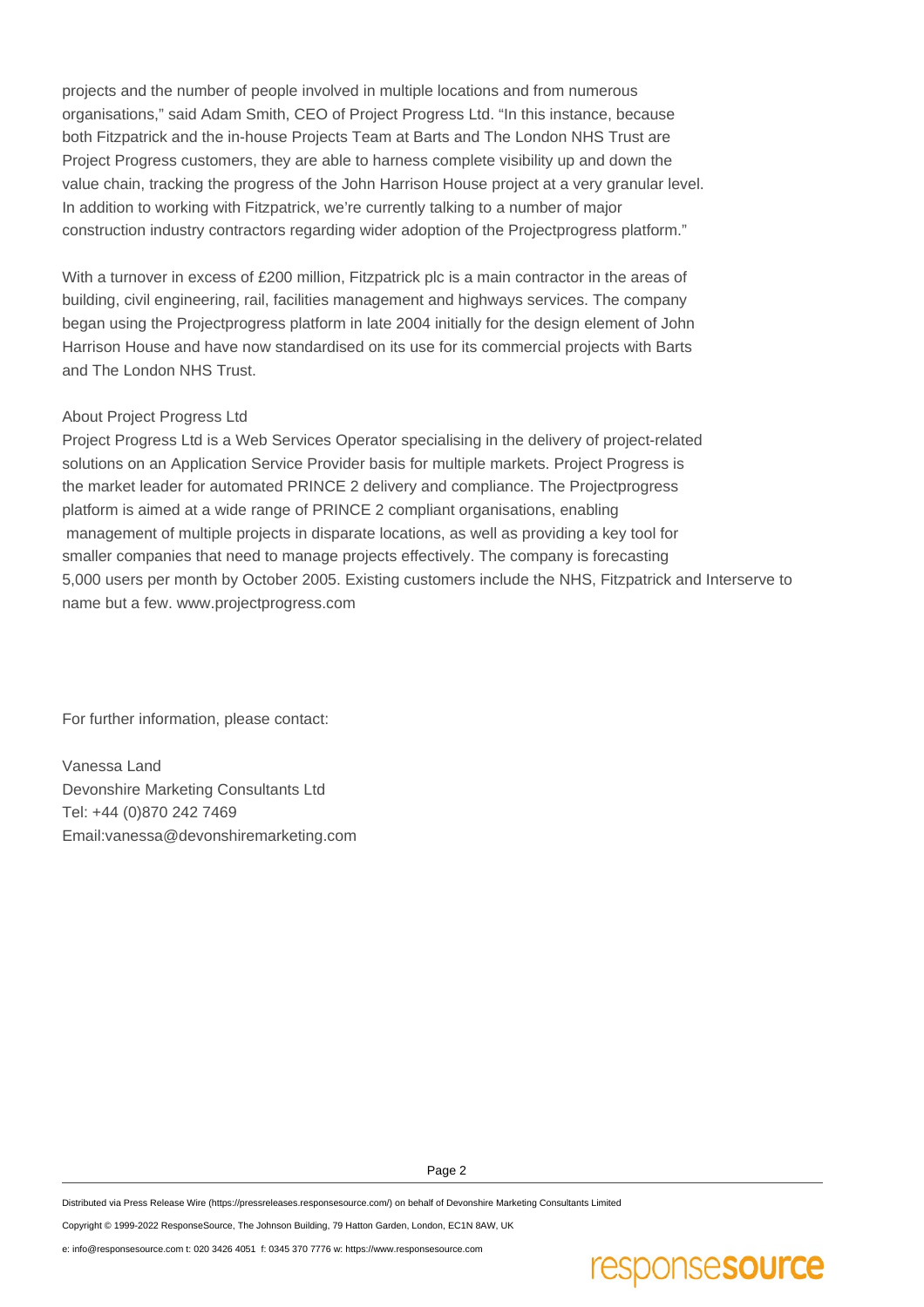projects and the number of people involved in multiple locations and from numerous organisations," said Adam Smith, CEO of Project Progress Ltd. "In this instance, because both Fitzpatrick and the in-house Projects Team at Barts and The London NHS Trust are Project Progress customers, they are able to harness complete visibility up and down the value chain, tracking the progress of the John Harrison House project at a very granular level. In addition to working with Fitzpatrick, we're currently talking to a number of major construction industry contractors regarding wider adoption of the Projectprogress platform."

With a turnover in excess of £200 million, Fitzpatrick plc is a main contractor in the areas of building, civil engineering, rail, facilities management and highways services. The company began using the Projectprogress platform in late 2004 initially for the design element of John Harrison House and have now standardised on its use for its commercial projects with Barts and The London NHS Trust.

About Project Progress Ltd

Project Progress Ltd is a Web Services Operator specialising in the delivery of project-related solutions on an Application Service Provider basis for multiple markets. Project Progress is the market leader for automated PRINCE 2 delivery and compliance. The Projectprogress platform is aimed at a wide range of PRINCE 2 compliant organisations, enabling management of multiple projects in disparate locations, as well as providing a key tool for smaller companies that need to manage projects effectively. The company is forecasting 5,000 users per month by October 2005. Existing customers include the NHS, Fitzpatrick and Interserve to name but a few. www.projectprogress.com

For further information, please contact:

Vanessa Land
Devonshire Marketing Consultants Ltd
Tel: +44 (0)870 242 7469
Email:vanessa@devonshiremarketing.com

Distributed via Press Release Wire (https://pressreleases.responsesource.com/) on behalf of Devonshire Marketing Consultants Limited

Copyright © 1999-2022 ResponseSource, The Johnson Building, 79 Hatton Garden, London, EC1N 8AW, UK

e: info@responsesource.com t: 020 3426 4051 f: 0345 370 7776 w: https://www.responsesource.com